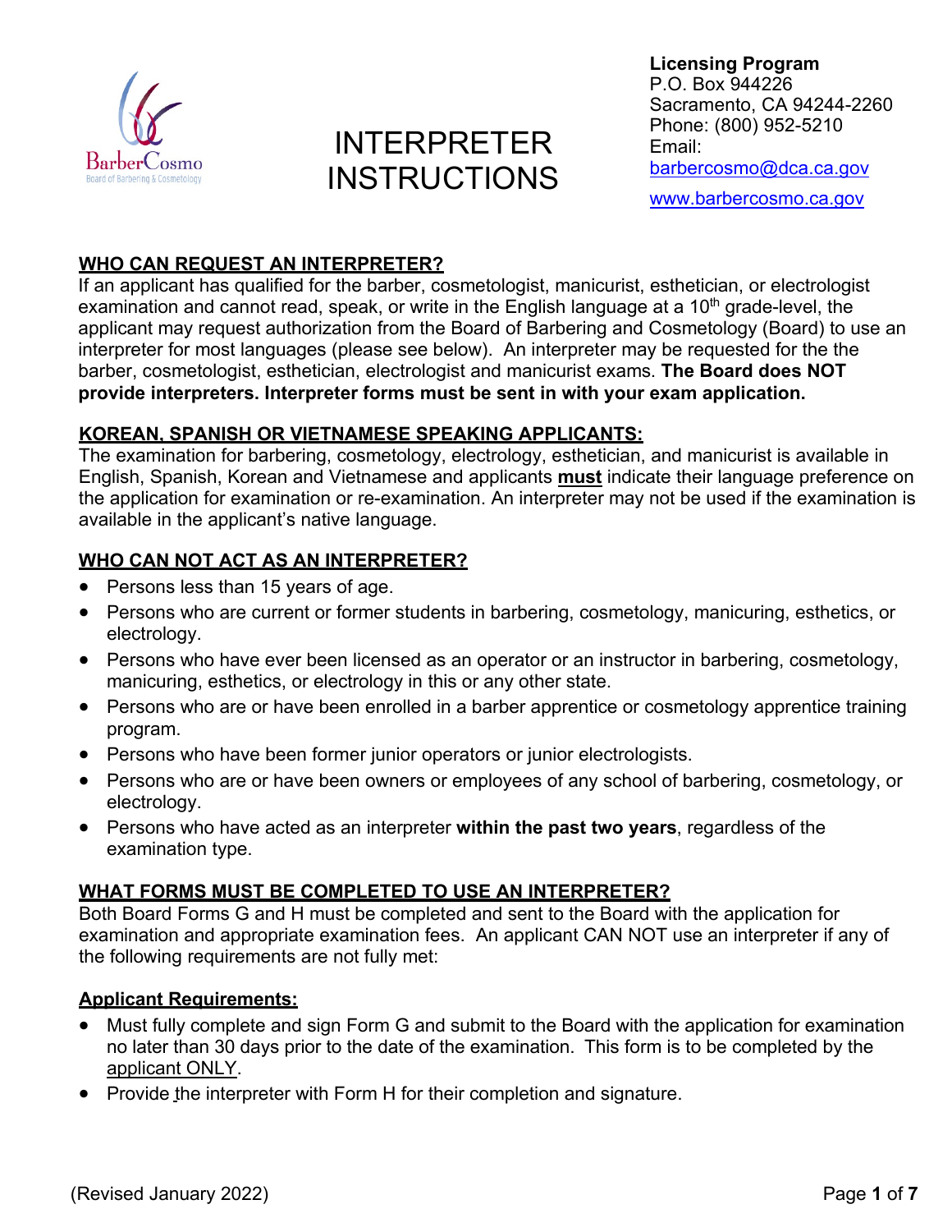BarberCosmo
Board of Barbering & Cosmetology

# INTERPRETER INSTRUCTIONS

**Licensing Program**
P.O. Box 944226
Sacramento, CA 94244-2260
Phone: (800) 952-5210
Email: barbercosmo@dca.ca.gov
www.barbercosmo.ca.gov

## WHO CAN REQUEST AN INTERPRETER?

If an applicant has qualified for the barber, cosmetologist, manicurist, esthetician, or electrologist examination and cannot read, speak, or write in the English language at a 10th grade-level, the applicant may request authorization from the Board of Barbering and Cosmetology (Board) to use an interpreter for most languages (please see below). An interpreter may be requested for the the barber, cosmetologist, esthetician, electrologist and manicurist exams. **The Board does NOT provide interpreters. Interpreter forms must be sent in with your exam application.**

## KOREAN, SPANISH OR VIETNAMESE SPEAKING APPLICANTS:

The examination for barbering, cosmetology, electrology, esthetician, and manicurist is available in English, Spanish, Korean and Vietnamese and applicants **must** indicate their language preference on the application for examination or re-examination. An interpreter may not be used if the examination is available in the applicant's native language.

## WHO CAN NOT ACT AS AN INTERPRETER?

- Persons less than 15 years of age.
- Persons who are current or former students in barbering, cosmetology, manicuring, esthetics, or electrology.
- Persons who have ever been licensed as an operator or an instructor in barbering, cosmetology, manicuring, esthetics, or electrology in this or any other state.
- Persons who are or have been enrolled in a barber apprentice or cosmetology apprentice training program.
- Persons who have been former junior operators or junior electrologists.
- Persons who are or have been owners or employees of any school of barbering, cosmetology, or electrology.
- Persons who have acted as an interpreter **within the past two years**, regardless of the examination type.

## WHAT FORMS MUST BE COMPLETED TO USE AN INTERPRETER?

Both Board Forms G and H must be completed and sent to the Board with the application for examination and appropriate examination fees. An applicant CAN NOT use an interpreter if any of the following requirements are not fully met:

### Applicant Requirements:

- Must fully complete and sign Form G and submit to the Board with the application for examination no later than 30 days prior to the date of the examination. This form is to be completed by the applicant ONLY.
- Provide the interpreter with Form H for their completion and signature.

(Revised January 2022)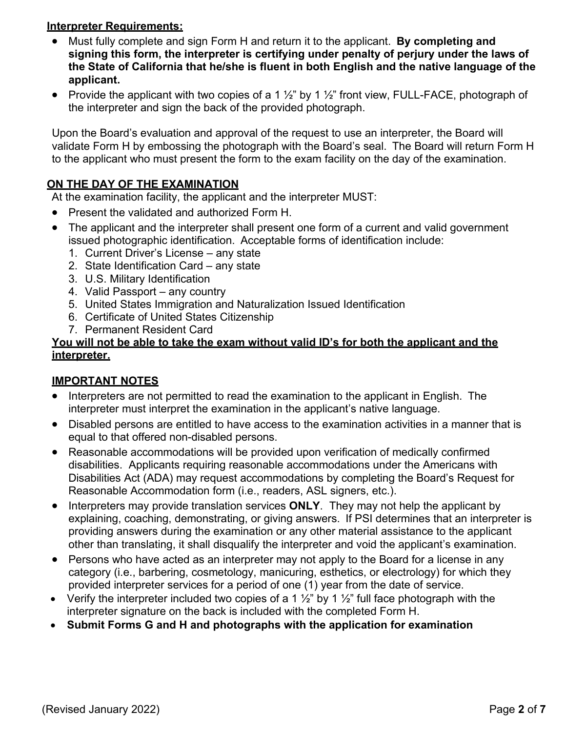**Interpreter Requirements:**

- Must fully complete and sign Form H and return it to the applicant. **By completing and signing this form, the interpreter is certifying under penalty of perjury under the laws of the State of California that he/she is fluent in both English and the native language of the applicant.**
- Provide the applicant with two copies of a 1 ½" by 1 ½" front view, FULL-FACE, photograph of the interpreter and sign the back of the provided photograph.

Upon the Board's evaluation and approval of the request to use an interpreter, the Board will validate Form H by embossing the photograph with the Board's seal. The Board will return Form H to the applicant who must present the form to the exam facility on the day of the examination.

## ON THE DAY OF THE EXAMINATION

At the examination facility, the applicant and the interpreter MUST:

- Present the validated and authorized Form H.
- The applicant and the interpreter shall present one form of a current and valid government issued photographic identification. Acceptable forms of identification include:
  1. Current Driver's License – any state
  2. State Identification Card – any state
  3. U.S. Military Identification
  4. Valid Passport – any country
  5. United States Immigration and Naturalization Issued Identification
  6. Certificate of United States Citizenship
  7. Permanent Resident Card

**You will not be able to take the exam without valid ID's for both the applicant and the interpreter.**

## IMPORTANT NOTES

- Interpreters are not permitted to read the examination to the applicant in English. The interpreter must interpret the examination in the applicant's native language.
- Disabled persons are entitled to have access to the examination activities in a manner that is equal to that offered non-disabled persons.
- Reasonable accommodations will be provided upon verification of medically confirmed disabilities. Applicants requiring reasonable accommodations under the Americans with Disabilities Act (ADA) may request accommodations by completing the Board's Request for Reasonable Accommodation form (i.e., readers, ASL signers, etc.).
- Interpreters may provide translation services **ONLY**. They may not help the applicant by explaining, coaching, demonstrating, or giving answers. If PSI determines that an interpreter is providing answers during the examination or any other material assistance to the applicant other than translating, it shall disqualify the interpreter and void the applicant's examination.
- Persons who have acted as an interpreter may not apply to the Board for a license in any category (i.e., barbering, cosmetology, manicuring, esthetics, or electrology) for which they provided interpreter services for a period of one (1) year from the date of service.
- Verify the interpreter included two copies of a 1 ½" by 1 ½" full face photograph with the interpreter signature on the back is included with the completed Form H.
- **Submit Forms G and H and photographs with the application for examination**

(Revised January 2022)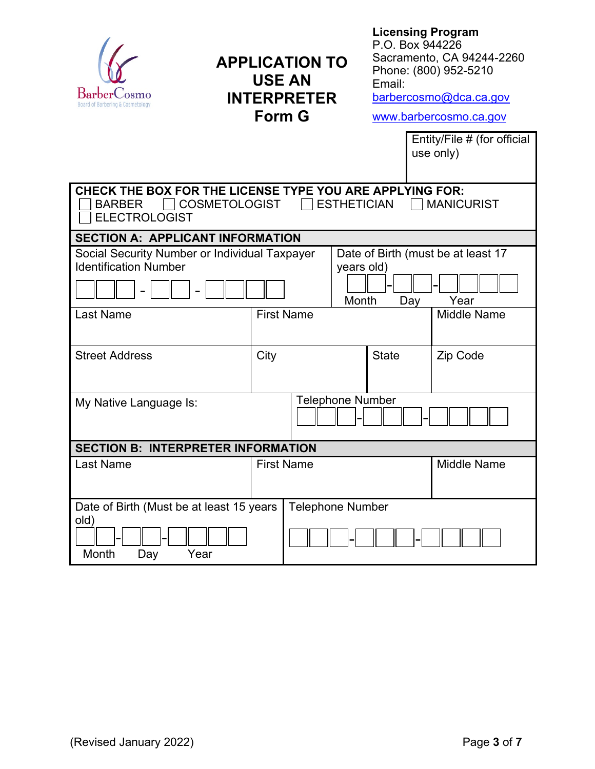BarberCosmo
Board of Barbering & Cosmetology

# APPLICATION TO USE AN INTERPRETER
# Form G

**Licensing Program**
P.O. Box 944226
Sacramento, CA 94244-2260
Phone: (800) 952-5210
Email: barbercosmo@dca.ca.gov
www.barbercosmo.ca.gov

| Entity/File # (for official use only) |
|---|
| |

**CHECK THE BOX FOR THE LICENSE TYPE YOU ARE APPLYING FOR:**

☐ BARBER ☐ COSMETOLOGIST ☐ ESTHETICIAN ☐ MANICURIST ☐ ELECTROLOGIST

## SECTION A: APPLICANT INFORMATION

| Social Security Number or Individual Taxpayer Identification Number | | Date of Birth (must be at least 17 years old) | |
|---|---|---|---|
| ☐☐☐ - ☐☐ - ☐☐☐☐ | | ☐☐ - ☐☐ - ☐☐☐☐ (Month Day Year) | |
| Last Name | First Name | | Middle Name |
| Street Address | City | State | Zip Code |
| My Native Language Is: | Telephone Number ☐☐☐ - ☐☐☐ - ☐☐☐☐ | | |

## SECTION B: INTERPRETER INFORMATION

| Last Name | First Name | Middle Name |
|---|---|---|
| | | |
| Date of Birth (Must be at least 15 years old) ☐☐ - ☐☐ - ☐☐☐☐ (Month Day Year) | Telephone Number ☐☐☐ - ☐☐☐ - ☐☐☐☐ | |

(Revised January 2022)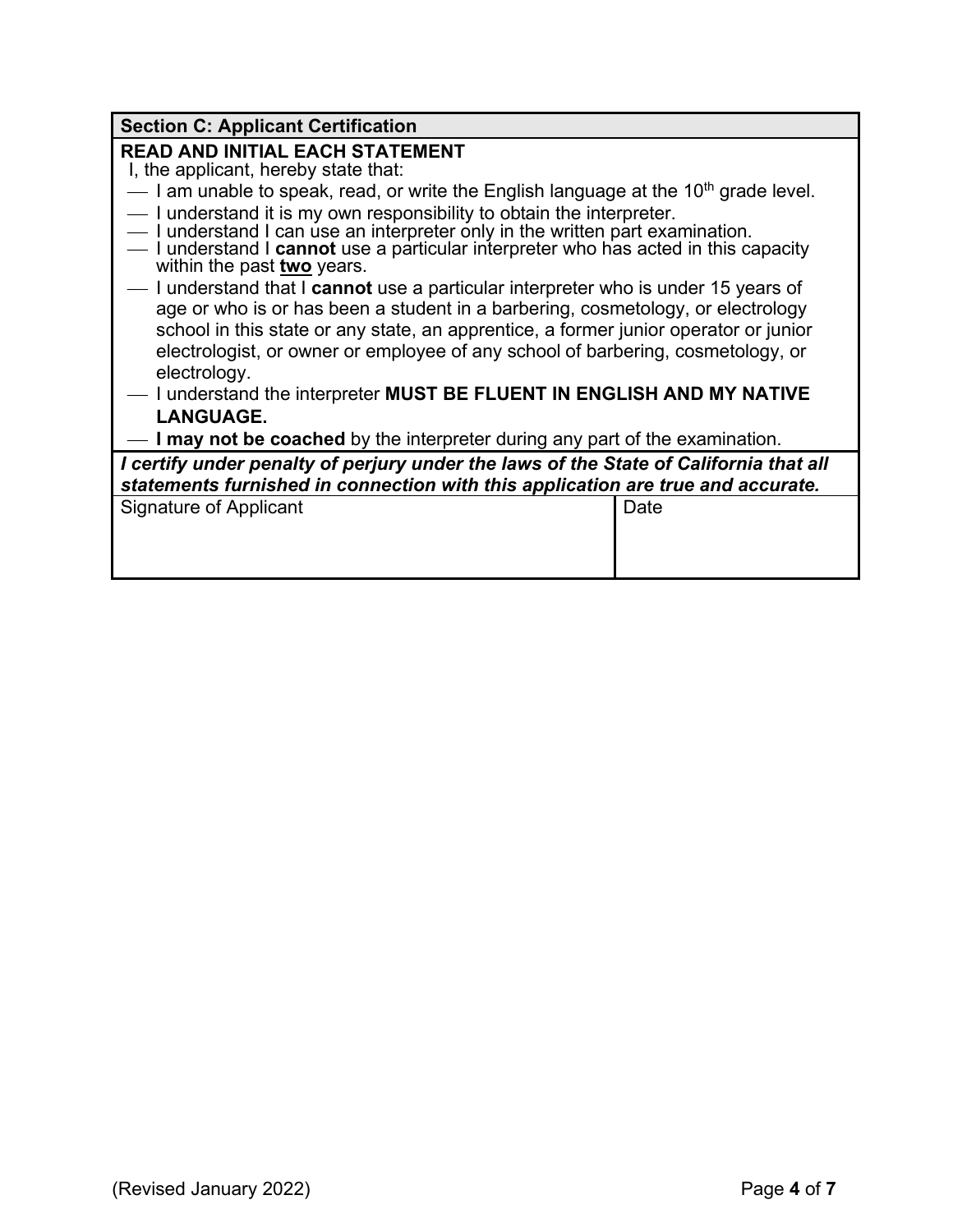## Section C: Applicant Certification

**READ AND INITIAL EACH STATEMENT**

I, the applicant, hereby state that:

- ___ I am unable to speak, read, or write the English language at the 10th grade level.
- ___ I understand it is my own responsibility to obtain the interpreter.
- ___ I understand I can use an interpreter only in the written part examination.
- ___ I understand I **cannot** use a particular interpreter who has acted in this capacity within the past **two** years.
- ___ I understand that I **cannot** use a particular interpreter who is under 15 years of age or who is or has been a student in a barbering, cosmetology, or electrology school in this state or any state, an apprentice, a former junior operator or junior electrologist, or owner or employee of any school of barbering, cosmetology, or electrology.
- ___ I understand the interpreter **MUST BE FLUENT IN ENGLISH AND MY NATIVE LANGUAGE.**
- ___ **I may not be coached** by the interpreter during any part of the examination.

***I certify under penalty of perjury under the laws of the State of California that all statements furnished in connection with this application are true and accurate.***

| Signature of Applicant | Date |
| --- | --- |
| | |

(Revised January 2022)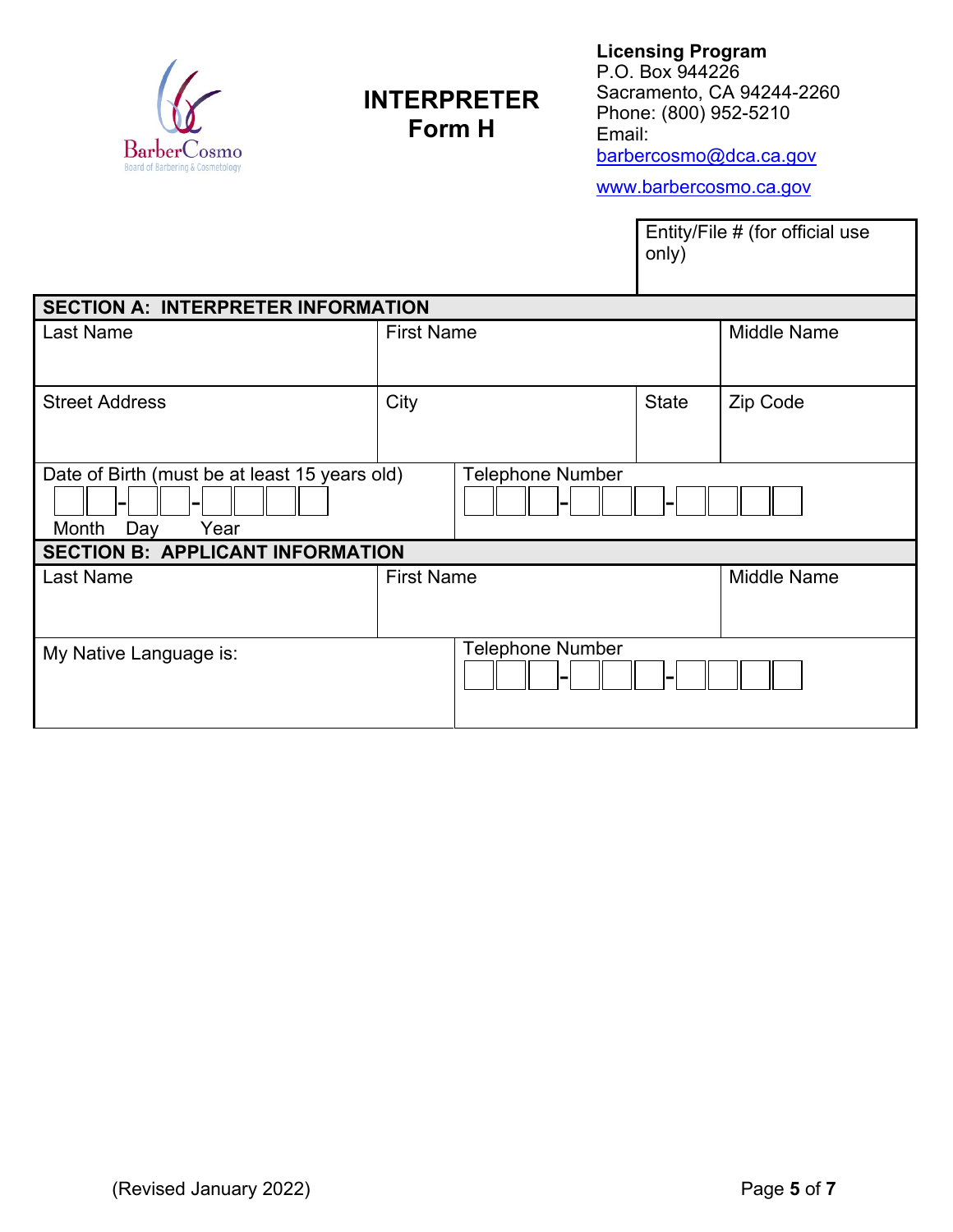BarberCosmo
Board of Barbering & Cosmetology

# INTERPRETER
# Form H

**Licensing Program**
P.O. Box 944226
Sacramento, CA 94244-2260
Phone: (800) 952-5210
Email:
barbercosmo@dca.ca.gov
www.barbercosmo.ca.gov

| Entity/File # (for official use only) |
|---|
| |

| SECTION A: INTERPRETER INFORMATION | | | |
|---|---|---|---|
| Last Name | First Name | | Middle Name |
| Street Address | City | State | Zip Code |
| Date of Birth (must be at least 15 years old)<br>__ __ - __ __ - __ __ __ __<br>Month Day Year | Telephone Number<br>__ __ __ - __ __ __ - __ __ __ __ | | |

| SECTION B: APPLICANT INFORMATION | | |
|---|---|---|
| Last Name | First Name | Middle Name |
| My Native Language is: | Telephone Number<br>__ __ __ - __ __ __ - __ __ __ __ | |

(Revised January 2022)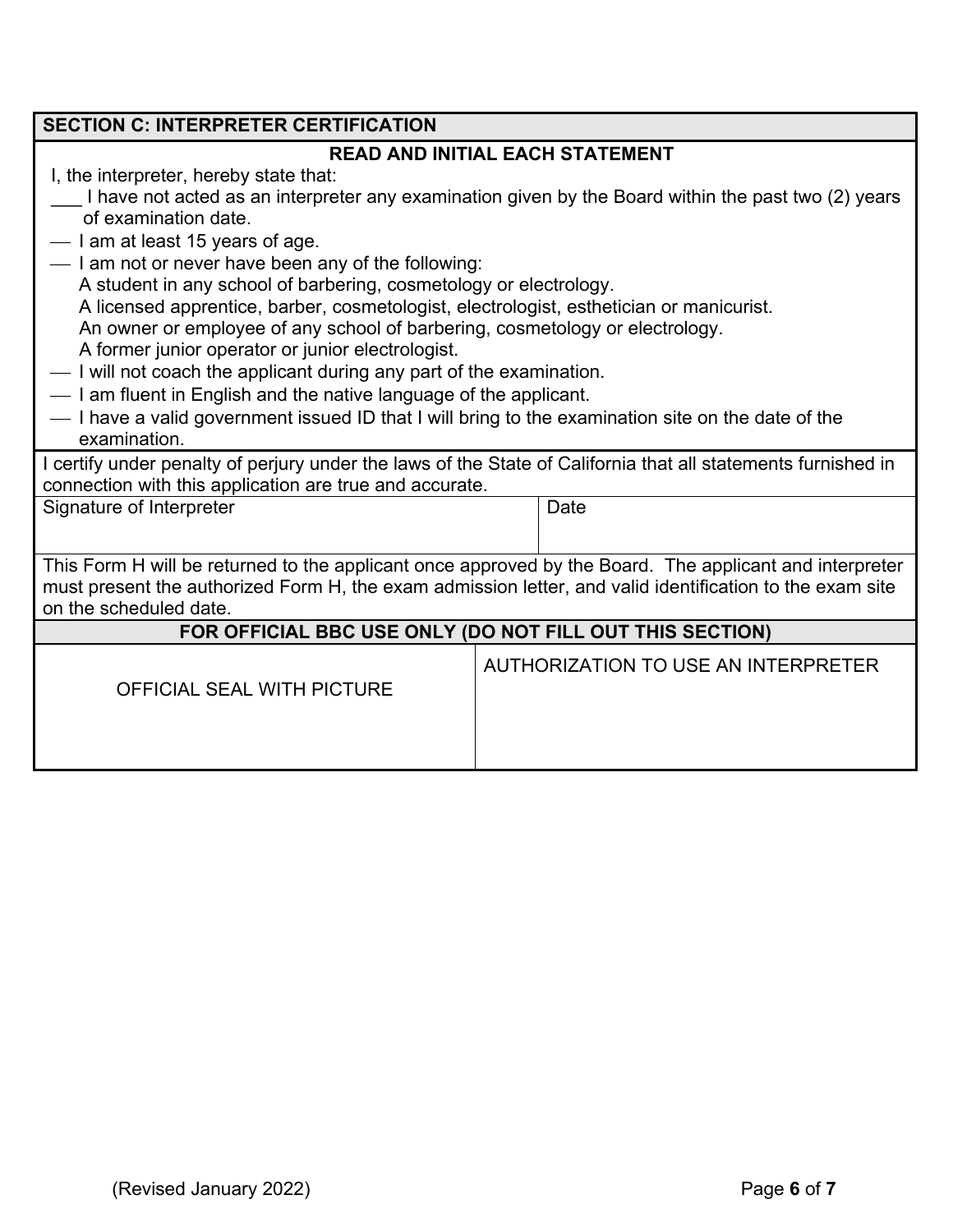## SECTION C: INTERPRETER CERTIFICATION

**READ AND INITIAL EACH STATEMENT**

I, the interpreter, hereby state that:

___ I have not acted as an interpreter any examination given by the Board within the past two (2) years of examination date.

___ I am at least 15 years of age.

___ I am not or never have been any of the following:
A student in any school of barbering, cosmetology or electrology.
A licensed apprentice, barber, cosmetologist, electrologist, esthetician or manicurist.
An owner or employee of any school of barbering, cosmetology or electrology.
A former junior operator or junior electrologist.

___ I will not coach the applicant during any part of the examination.

___ I am fluent in English and the native language of the applicant.

___ I have a valid government issued ID that I will bring to the examination site on the date of the examination.

I certify under penalty of perjury under the laws of the State of California that all statements furnished in connection with this application are true and accurate.

| Signature of Interpreter | Date |
| --- | --- |
| | |

This Form H will be returned to the applicant once approved by the Board. The applicant and interpreter must present the authorized Form H, the exam admission letter, and valid identification to the exam site on the scheduled date.

**FOR OFFICIAL BBC USE ONLY (DO NOT FILL OUT THIS SECTION)**

| OFFICIAL SEAL WITH PICTURE | AUTHORIZATION TO USE AN INTERPRETER |
| --- | --- |
| | |

(Revised January 2022)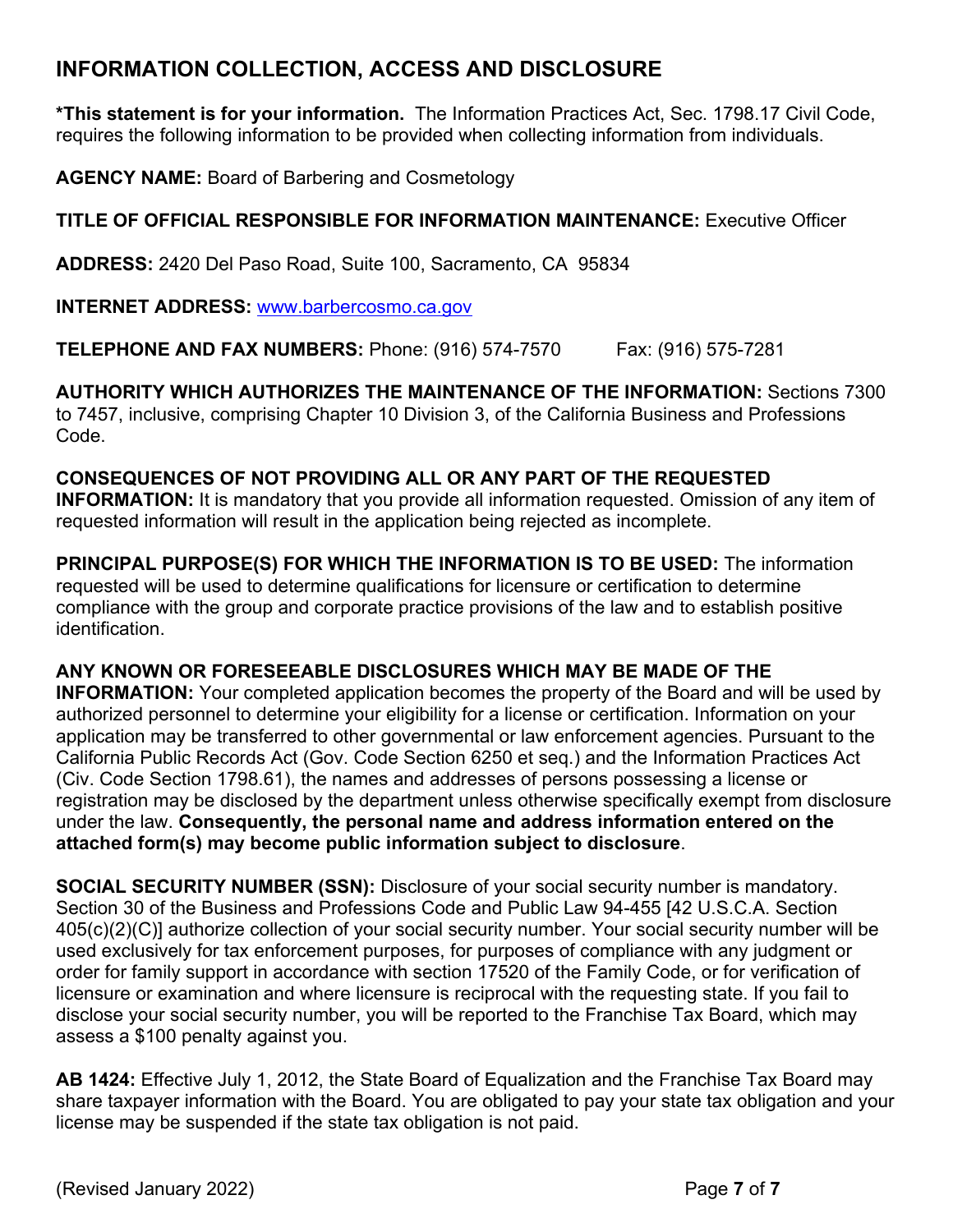# INFORMATION COLLECTION, ACCESS AND DISCLOSURE

**\*This statement is for your information.** The Information Practices Act, Sec. 1798.17 Civil Code, requires the following information to be provided when collecting information from individuals.

**AGENCY NAME:** Board of Barbering and Cosmetology

**TITLE OF OFFICIAL RESPONSIBLE FOR INFORMATION MAINTENANCE:** Executive Officer

**ADDRESS:** 2420 Del Paso Road, Suite 100, Sacramento, CA 95834

**INTERNET ADDRESS:** www.barbercosmo.ca.gov

**TELEPHONE AND FAX NUMBERS:** Phone: (916) 574-7570 Fax: (916) 575-7281

**AUTHORITY WHICH AUTHORIZES THE MAINTENANCE OF THE INFORMATION:** Sections 7300 to 7457, inclusive, comprising Chapter 10 Division 3, of the California Business and Professions Code.

**CONSEQUENCES OF NOT PROVIDING ALL OR ANY PART OF THE REQUESTED INFORMATION:** It is mandatory that you provide all information requested. Omission of any item of requested information will result in the application being rejected as incomplete.

**PRINCIPAL PURPOSE(S) FOR WHICH THE INFORMATION IS TO BE USED:** The information requested will be used to determine qualifications for licensure or certification to determine compliance with the group and corporate practice provisions of the law and to establish positive identification.

**ANY KNOWN OR FORESEEABLE DISCLOSURES WHICH MAY BE MADE OF THE INFORMATION:** Your completed application becomes the property of the Board and will be used by authorized personnel to determine your eligibility for a license or certification. Information on your application may be transferred to other governmental or law enforcement agencies. Pursuant to the California Public Records Act (Gov. Code Section 6250 et seq.) and the Information Practices Act (Civ. Code Section 1798.61), the names and addresses of persons possessing a license or registration may be disclosed by the department unless otherwise specifically exempt from disclosure under the law. **Consequently, the personal name and address information entered on the attached form(s) may become public information subject to disclosure**.

**SOCIAL SECURITY NUMBER (SSN):** Disclosure of your social security number is mandatory. Section 30 of the Business and Professions Code and Public Law 94-455 [42 U.S.C.A. Section 405(c)(2)(C)] authorize collection of your social security number. Your social security number will be used exclusively for tax enforcement purposes, for purposes of compliance with any judgment or order for family support in accordance with section 17520 of the Family Code, or for verification of licensure or examination and where licensure is reciprocal with the requesting state. If you fail to disclose your social security number, you will be reported to the Franchise Tax Board, which may assess a $100 penalty against you.

**AB 1424:** Effective July 1, 2012, the State Board of Equalization and the Franchise Tax Board may share taxpayer information with the Board. You are obligated to pay your state tax obligation and your license may be suspended if the state tax obligation is not paid.

(Revised January 2022)